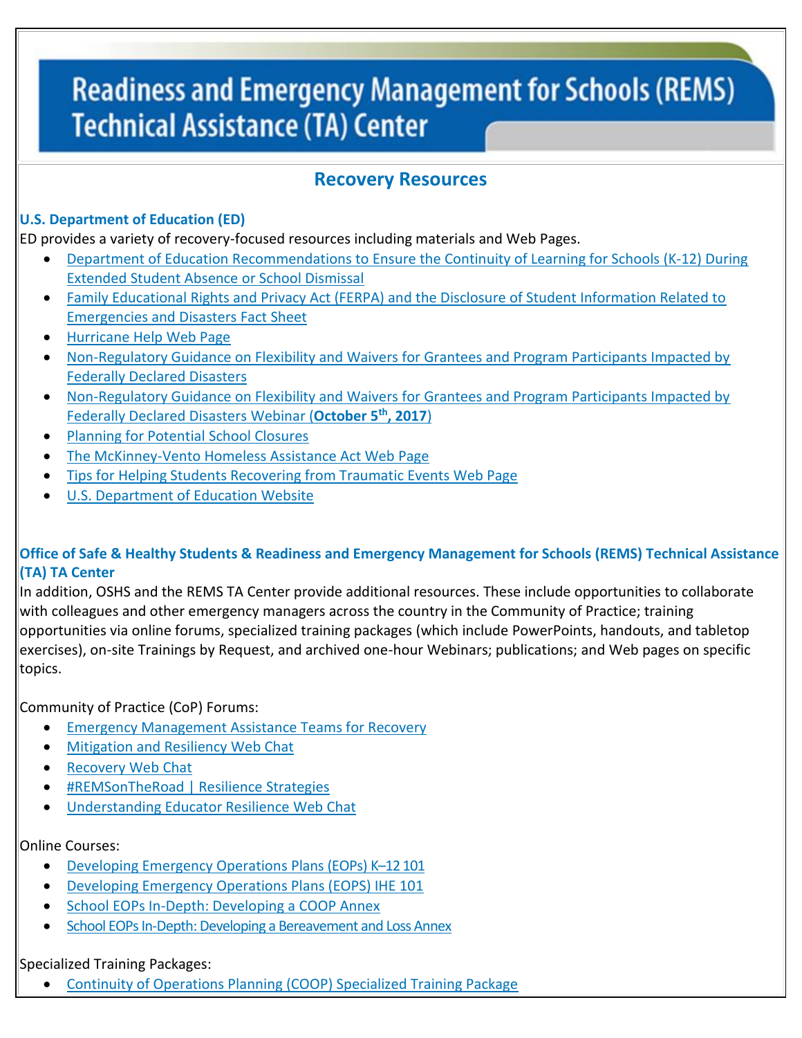# Readiness and Emergency Management for Schools (REMS) Technical Assistance (TA) Center

## Recovery Resources

### U.S. Department of Education (ED)

ED provides a variety of recovery-focused resources including materials and Web Pages.

- Department of Education Recommendations to Ensure the Continuity of Learning for Schools (K-12) During Extended Student Absence or School Dismissal
- Family Educational Rights and Privacy Act (FERPA) and the Disclosure of Student Information Related to Emergencies and Disasters Fact Sheet
- Hurricane Help Web Page
- Non-Regulatory Guidance on Flexibility and Waivers for Grantees and Program Participants Impacted by Federally Declared Disasters
- Non-Regulatory Guidance on Flexibility and Waivers for Grantees and Program Participants Impacted by Federally Declared Disasters Webinar (**October 5th, 2017**)
- Planning for Potential School Closures
- The McKinney-Vento Homeless Assistance Act Web Page
- Tips for Helping Students Recovering from Traumatic Events Web Page
- U.S. Department of Education Website

### Office of Safe & Healthy Students & Readiness and Emergency Management for Schools (REMS) Technical Assistance (TA) TA Center

In addition, OSHS and the REMS TA Center provide additional resources. These include opportunities to collaborate with colleagues and other emergency managers across the country in the Community of Practice; training opportunities via online forums, specialized training packages (which include PowerPoints, handouts, and tabletop exercises), on-site Trainings by Request, and archived one-hour Webinars; publications; and Web pages on specific topics.

Community of Practice (CoP) Forums:

- Emergency Management Assistance Teams for Recovery
- Mitigation and Resiliency Web Chat
- Recovery Web Chat
- #REMSOnTheRoad | Resilience Strategies
- Understanding Educator Resilience Web Chat

Online Courses:

- Developing Emergency Operations Plans (EOPs) K–12 101
- Developing Emergency Operations Plans (EOPS) IHE 101
- School EOPs In-Depth: Developing a COOP Annex
- School EOPs In-Depth: Developing a Bereavement and Loss Annex

Specialized Training Packages:

- Continuity of Operations Planning (COOP) Specialized Training Package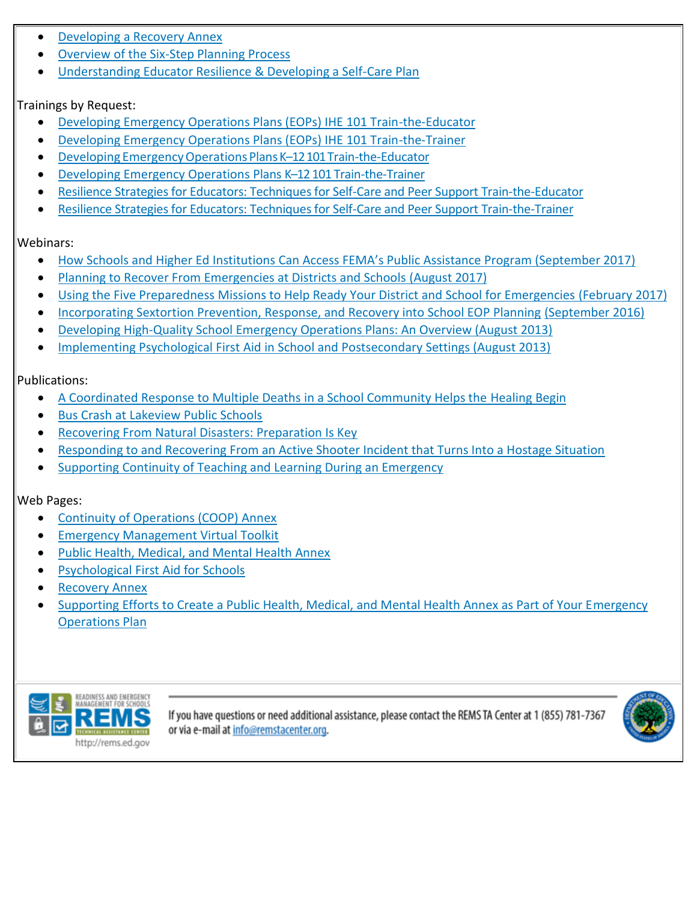- Developing a Recovery Annex
- Overview of the Six-Step Planning Process
- Understanding Educator Resilience & Developing a Self-Care Plan

Trainings by Request:

- Developing Emergency Operations Plans (EOPs) IHE 101 Train-the-Educator
- Developing Emergency Operations Plans (EOPs) IHE 101 Train-the-Trainer
- Developing Emergency Operations Plans K–12 101 Train-the-Educator
- Developing Emergency Operations Plans K–12 101 Train-the-Trainer
- Resilience Strategies for Educators: Techniques for Self-Care and Peer Support Train-the-Educator
- Resilience Strategies for Educators: Techniques for Self-Care and Peer Support Train-the-Trainer

Webinars:

- How Schools and Higher Ed Institutions Can Access FEMA's Public Assistance Program (September 2017)
- Planning to Recover From Emergencies at Districts and Schools (August 2017)
- Using the Five Preparedness Missions to Help Ready Your District and School for Emergencies (February 2017)
- Incorporating Sextortion Prevention, Response, and Recovery into School EOP Planning (September 2016)
- Developing High-Quality School Emergency Operations Plans: An Overview (August 2013)
- Implementing Psychological First Aid in School and Postsecondary Settings (August 2013)

Publications:

- A Coordinated Response to Multiple Deaths in a School Community Helps the Healing Begin
- Bus Crash at Lakeview Public Schools
- Recovering From Natural Disasters: Preparation Is Key
- Responding to and Recovering From an Active Shooter Incident that Turns Into a Hostage Situation
- Supporting Continuity of Teaching and Learning During an Emergency

Web Pages:

- Continuity of Operations (COOP) Annex
- Emergency Management Virtual Toolkit
- Public Health, Medical, and Mental Health Annex
- Psychological First Aid for Schools
- Recovery Annex
- Supporting Efforts to Create a Public Health, Medical, and Mental Health Annex as Part of Your Emergency Operations Plan

READINESS AND EMERGENCY MANAGEMENT FOR SCHOOLS
REMS
TECHNICAL ASSISTANCE CENTER
http://rems.ed.gov

If you have questions or need additional assistance, please contact the REMS TA Center at 1 (855) 781-7367 or via e-mail at info@remstacenter.org.